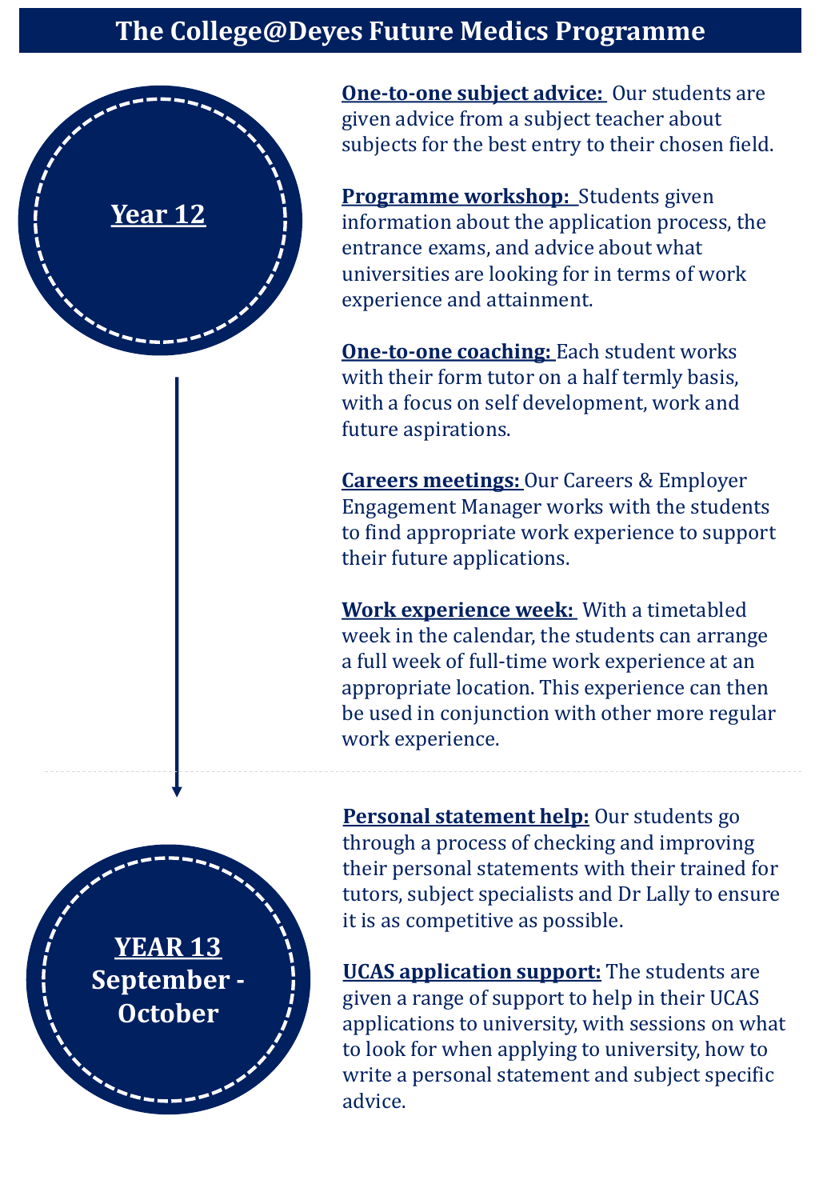# The College@Deyes Future Medics Programme

## Year 12

**One-to-one subject advice:** Our students are given advice from a subject teacher about subjects for the best entry to their chosen field.

**Programme workshop:** Students given information about the application process, the entrance exams, and advice about what universities are looking for in terms of work experience and attainment.

**One-to-one coaching:** Each student works with their form tutor on a half termly basis, with a focus on self development, work and future aspirations.

**Careers meetings:** Our Careers & Employer Engagement Manager works with the students to find appropriate work experience to support their future applications.

**Work experience week:** With a timetabled week in the calendar, the students can arrange a full week of full-time work experience at an appropriate location. This experience can then be used in conjunction with other more regular work experience.

## YEAR 13 September - October

**Personal statement help:** Our students go through a process of checking and improving their personal statements with their trained for tutors, subject specialists and Dr Lally to ensure it is as competitive as possible.

**UCAS application support:** The students are given a range of support to help in their UCAS applications to university, with sessions on what to look for when applying to university, how to write a personal statement and subject specific advice.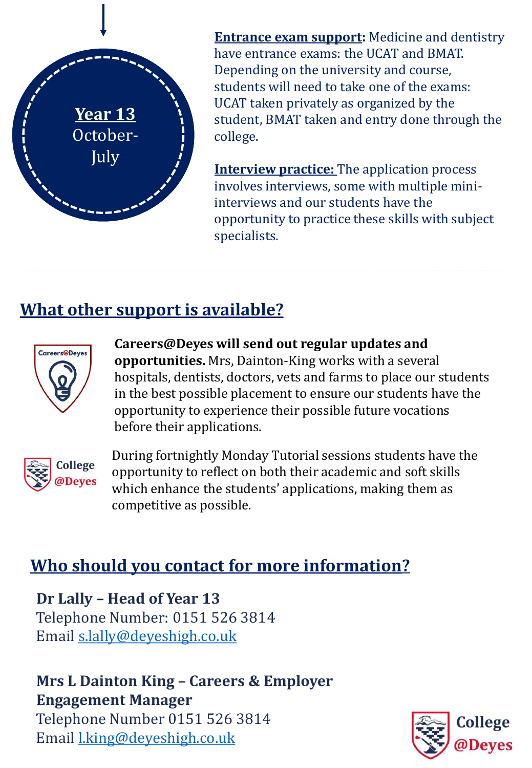**Year 13**
October-July

**Entrance exam support:** Medicine and dentistry have entrance exams: the UCAT and BMAT. Depending on the university and course, students will need to take one of the exams: UCAT taken privately as organized by the student, BMAT taken and entry done through the college.

**Interview practice:** The application process involves interviews, some with multiple mini-interviews and our students have the opportunity to practice these skills with subject specialists.

## What other support is available?

**Careers@Deyes will send out regular updates and opportunities.** Mrs, Dainton-King works with a several hospitals, dentists, doctors, vets and farms to place our students in the best possible placement to ensure our students have the opportunity to experience their possible future vocations before their applications.

During fortnightly Monday Tutorial sessions students have the opportunity to reflect on both their academic and soft skills which enhance the students' applications, making them as competitive as possible.

## Who should you contact for more information?

**Dr Lally – Head of Year 13**
Telephone Number: 0151 526 3814
Email s.lally@deyeshigh.co.uk

**Mrs L Dainton King – Careers & Employer Engagement Manager**
Telephone Number 0151 526 3814
Email l.king@deyeshigh.co.uk